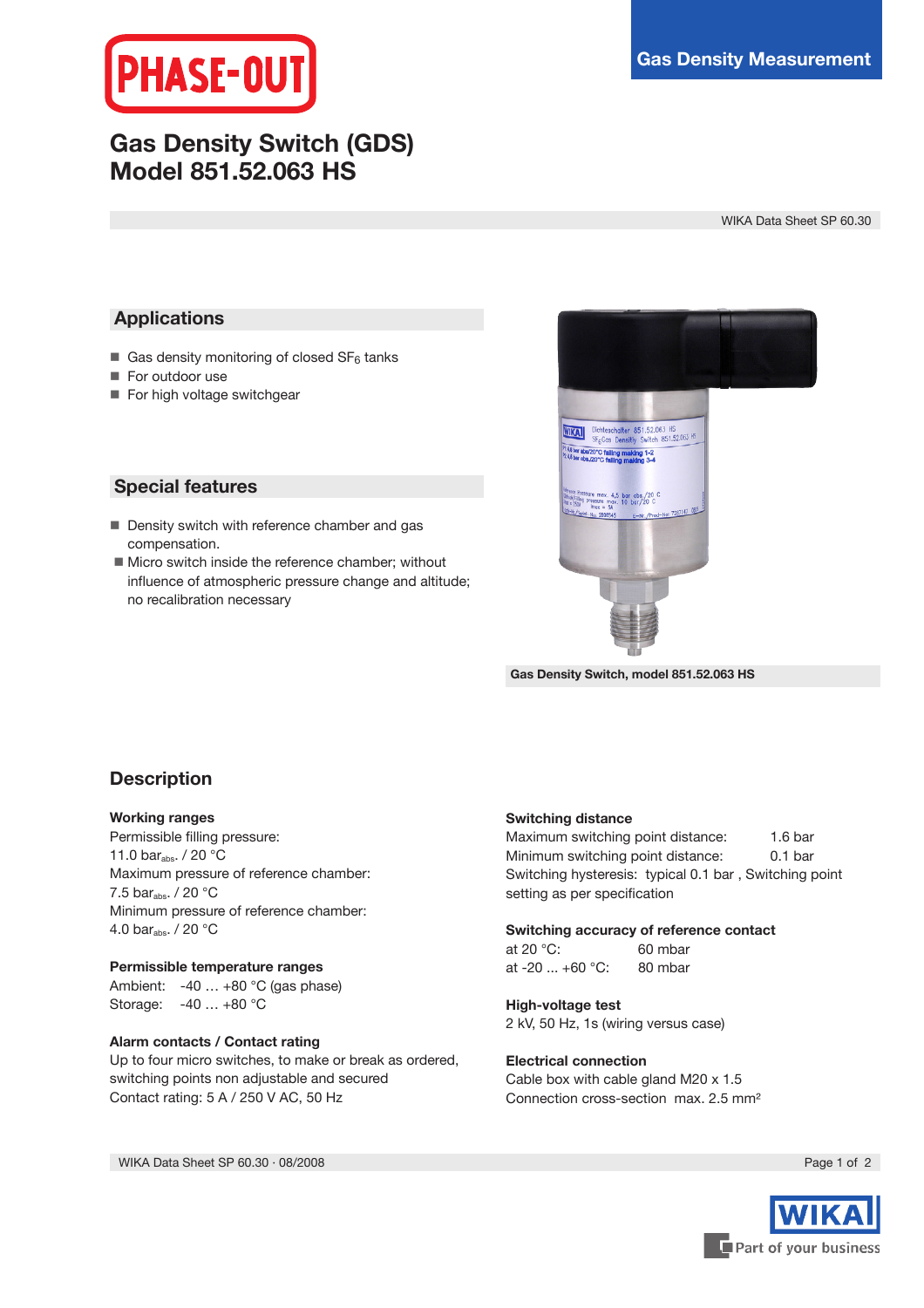PHASE-OUT

Gas Density Measurement

# Gas Density Switch (GDS)
# Model 851.52.063 HS

WIKA Data Sheet SP 60.30

## Applications

- Gas density monitoring of closed $SF_6$ tanks
- For outdoor use
- For high voltage switchgear

## Special features

- Density switch with reference chamber and gas compensation.
- Micro switch inside the reference chamber; without influence of atmospheric pressure change and altitude; no recalibration necessary

Gas Density Switch, model 851.52.063 HS

## Description

**Working ranges**
Permissible filling pressure:
11.0 $bar_{abs.}$ / 20 °C
Maximum pressure of reference chamber:
7.5 $bar_{abs.}$ / 20 °C
Minimum pressure of reference chamber:
4.0 $bar_{abs.}$ / 20 °C

**Permissible temperature ranges**
Ambient: -40 … +80 °C (gas phase)
Storage: -40 … +80 °C

**Alarm contacts / Contact rating**
Up to four micro switches, to make or break as ordered, switching points non adjustable and secured
Contact rating: 5 A / 250 V AC, 50 Hz

**Switching distance**
Maximum switching point distance: 1.6 bar
Minimum switching point distance: 0.1 bar
Switching hysteresis: typical 0.1 bar , Switching point setting as per specification

**Switching accuracy of reference contact**
at 20 °C: 60 mbar
at -20 ... +60 °C: 80 mbar

**High-voltage test**
2 kV, 50 Hz, 1s (wiring versus case)

**Electrical connection**
Cable box with cable gland M20 x 1.5
Connection cross-section max. 2.5 mm²

WIKA Data Sheet SP 60.30 · 08/2008

WIKA Part of your business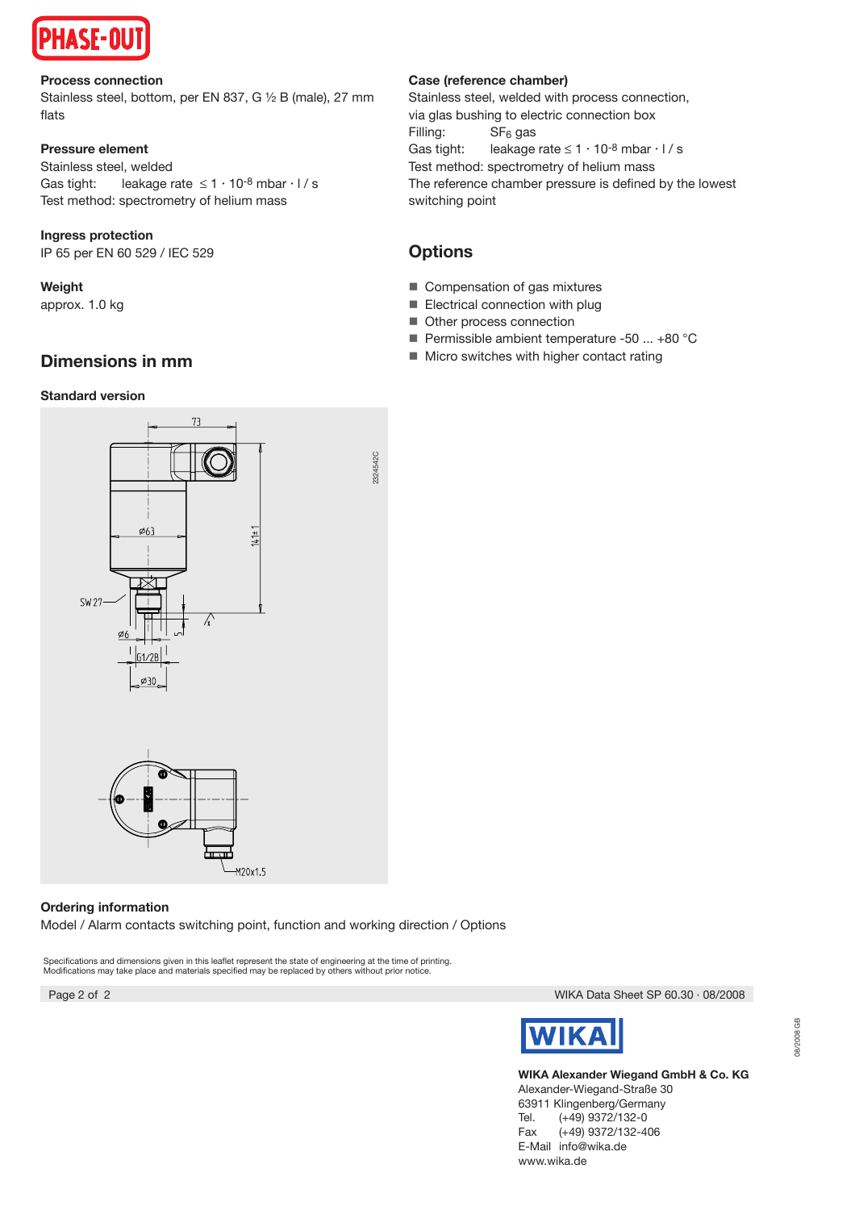PHASE-OUT

**Process connection**
Stainless steel, bottom, per EN 837, G ½ B (male), 27 mm flats

**Pressure element**
Stainless steel, welded
Gas tight: leakage rate $\leq 1 \cdot 10^{-8}$ mbar · l / s
Test method: spectrometry of helium mass

**Ingress protection**
IP 65 per EN 60 529 / IEC 529

**Weight**
approx. 1.0 kg

## Dimensions in mm

**Standard version**

73
141±1
⌀63
SW 27
⌀6
5
G1/2B
⌀30
2324542C
M20x1.5

**Case (reference chamber)**
Stainless steel, welded with process connection, via glas bushing to electric connection box
Filling: $SF_6$ gas
Gas tight: leakage rate $\leq 1 \cdot 10^{-8}$ mbar · l / s
Test method: spectrometry of helium mass
The reference chamber pressure is defined by the lowest switching point

## Options

- Compensation of gas mixtures
- Electrical connection with plug
- Other process connection
- Permissible ambient temperature -50 ... +80 °C
- Micro switches with higher contact rating

**Ordering information**
Model / Alarm contacts switching point, function and working direction / Options

Specifications and dimensions given in this leaflet represent the state of engineering at the time of printing.
Modifications may take place and materials specified may be replaced by others without prior notice.

WIKA Data Sheet SP 60.30 · 08/2008

**WIKA Alexander Wiegand GmbH & Co. KG**
Alexander-Wiegand-Straße 30
63911 Klingenberg/Germany
Tel. (+49) 9372/132-0
Fax (+49) 9372/132-406
E-Mail info@wika.de
www.wika.de